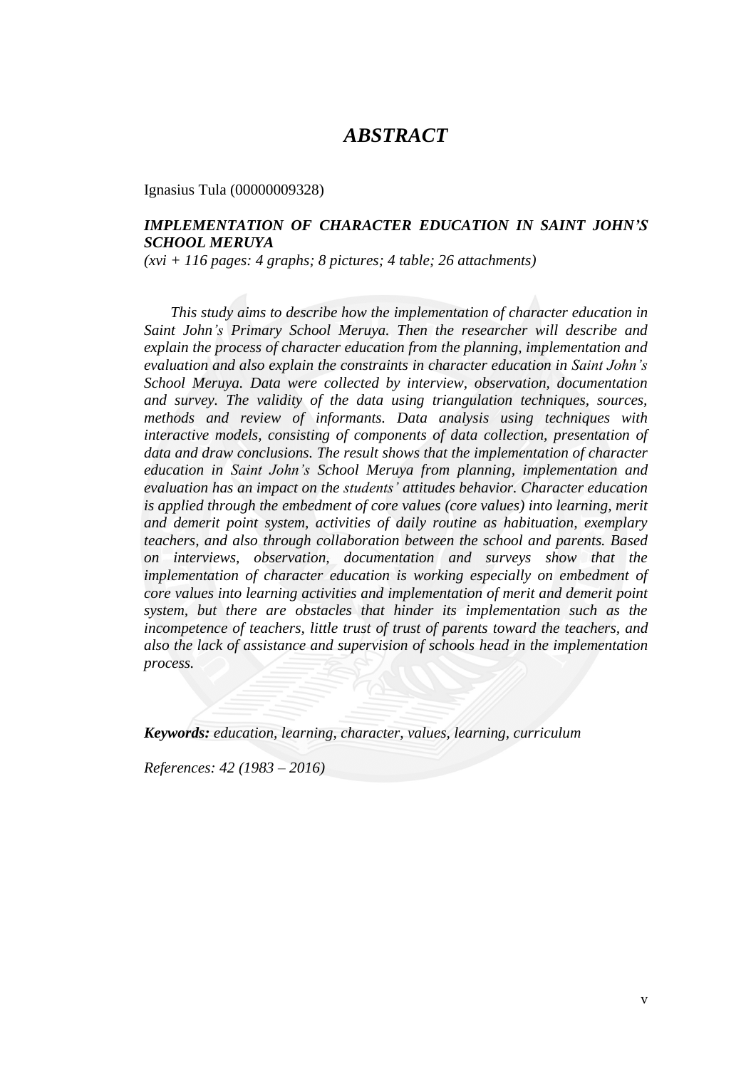# *ABSTRACT*

Ignasius Tula (00000009328)

***IMPLEMENTATION OF CHARACTER EDUCATION IN SAINT JOHN'S SCHOOL MERUYA***

*(xvi + 116 pages: 4 graphs; 8 pictures; 4 table; 26 attachments)*

*This study aims to describe how the implementation of character education in Saint John's Primary School Meruya. Then the researcher will describe and explain the process of character education from the planning, implementation and evaluation and also explain the constraints in character education in Saint John's School Meruya. Data were collected by interview, observation, documentation and survey. The validity of the data using triangulation techniques, sources, methods and review of informants. Data analysis using techniques with interactive models, consisting of components of data collection, presentation of data and draw conclusions. The result shows that the implementation of character education in Saint John's School Meruya from planning, implementation and evaluation has an impact on the students' attitudes behavior. Character education is applied through the embedment of core values (core values) into learning, merit and demerit point system, activities of daily routine as habituation, exemplary teachers, and also through collaboration between the school and parents. Based on interviews, observation, documentation and surveys show that the implementation of character education is working especially on embedment of core values into learning activities and implementation of merit and demerit point system, but there are obstacles that hinder its implementation such as the incompetence of teachers, little trust of trust of parents toward the teachers, and also the lack of assistance and supervision of schools head in the implementation process.*

***Keywords:*** *education, learning, character, values, learning, curriculum*

*References: 42 (1983 – 2016)*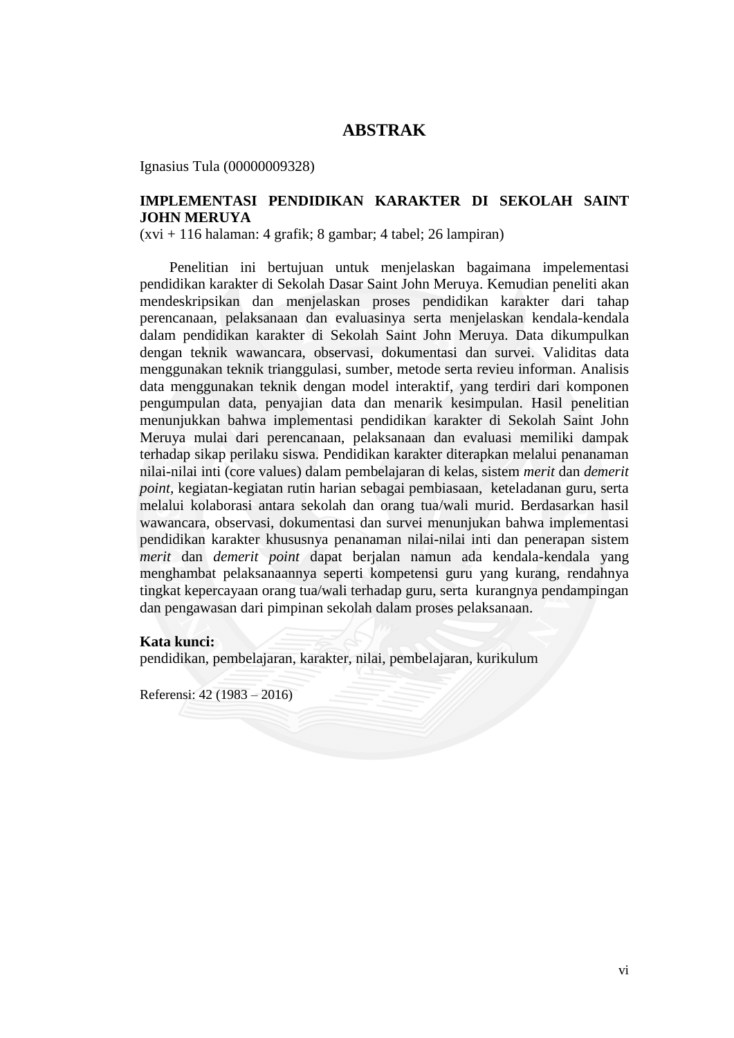# ABSTRAK

Ignasius Tula (00000009328)

**IMPLEMENTASI PENDIDIKAN KARAKTER DI SEKOLAH SAINT JOHN MERUYA**

(xvi + 116 halaman: 4 grafik; 8 gambar; 4 tabel; 26 lampiran)

Penelitian ini bertujuan untuk menjelaskan bagaimana impelementasi pendidikan karakter di Sekolah Dasar Saint John Meruya. Kemudian peneliti akan mendeskripsikan dan menjelaskan proses pendidikan karakter dari tahap perencanaan, pelaksanaan dan evaluasinya serta menjelaskan kendala-kendala dalam pendidikan karakter di Sekolah Saint John Meruya. Data dikumpulkan dengan teknik wawancara, observasi, dokumentasi dan survei. Validitas data menggunakan teknik trianggulasi, sumber, metode serta revieu informan. Analisis data menggunakan teknik dengan model interaktif, yang terdiri dari komponen pengumpulan data, penyajian data dan menarik kesimpulan. Hasil penelitian menunjukkan bahwa implementasi pendidikan karakter di Sekolah Saint John Meruya mulai dari perencanaan, pelaksanaan dan evaluasi memiliki dampak terhadap sikap perilaku siswa. Pendidikan karakter diterapkan melalui penanaman nilai-nilai inti (core values) dalam pembelajaran di kelas, sistem *merit* dan *demerit point,* kegiatan-kegiatan rutin harian sebagai pembiasaan, keteladanan guru, serta melalui kolaborasi antara sekolah dan orang tua/wali murid. Berdasarkan hasil wawancara, observasi, dokumentasi dan survei menunjukan bahwa implementasi pendidikan karakter khususnya penanaman nilai-nilai inti dan penerapan sistem *merit* dan *demerit point* dapat berjalan namun ada kendala-kendala yang menghambat pelaksanaannya seperti kompetensi guru yang kurang, rendahnya tingkat kepercayaan orang tua/wali terhadap guru, serta kurangnya pendampingan dan pengawasan dari pimpinan sekolah dalam proses pelaksanaan.

**Kata kunci:**
pendidikan, pembelajaran, karakter, nilai, pembelajaran, kurikulum

Referensi: 42 (1983 – 2016)